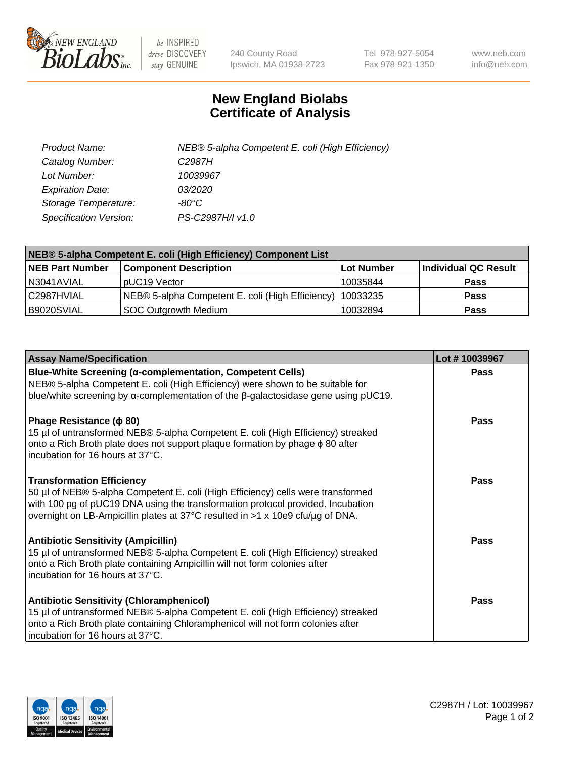# New England Biolabs Certificate of Analysis

240 County Road
Ipswich, MA 01938-2723

Tel 978-927-5054
Fax 978-921-1350

www.neb.com
info@neb.com

| | |
|---|---|
| *Product Name:* | *NEB® 5-alpha Competent E. coli (High Efficiency)* |
| *Catalog Number:* | *C2987H* |
| *Lot Number:* | *10039967* |
| *Expiration Date:* | *03/2020* |
| *Storage Temperature:* | *-80°C* |
| *Specification Version:* | *PS-C2987H/I v1.0* |

| NEB® 5-alpha Competent E. coli (High Efficiency) Component List | | | |
|---|---|---|---|
| **NEB Part Number** | **Component Description** | **Lot Number** | **Individual QC Result** |
| N3041AVIAL | pUC19 Vector | 10035844 | **Pass** |
| C2987HVIAL | NEB® 5-alpha Competent E. coli (High Efficiency) | 10033235 | **Pass** |
| B9020SVIAL | SOC Outgrowth Medium | 10032894 | **Pass** |

| Assay Name/Specification | Lot # 10039967 |
|---|---|
| **Blue-White Screening (α-complementation, Competent Cells)** NEB® 5-alpha Competent E. coli (High Efficiency) were shown to be suitable for blue/white screening by α-complementation of the β-galactosidase gene using pUC19. | **Pass** |
| **Phage Resistance (ϕ 80)** 15 µl of untransformed NEB® 5-alpha Competent E. coli (High Efficiency) streaked onto a Rich Broth plate does not support plaque formation by phage ϕ 80 after incubation for 16 hours at 37°C. | **Pass** |
| **Transformation Efficiency** 50 µl of NEB® 5-alpha Competent E. coli (High Efficiency) cells were transformed with 100 pg of pUC19 DNA using the transformation protocol provided. Incubation overnight on LB-Ampicillin plates at 37°C resulted in >1 x 10e9 cfu/µg of DNA. | **Pass** |
| **Antibiotic Sensitivity (Ampicillin)** 15 µl of untransformed NEB® 5-alpha Competent E. coli (High Efficiency) streaked onto a Rich Broth plate containing Ampicillin will not form colonies after incubation for 16 hours at 37°C. | **Pass** |
| **Antibiotic Sensitivity (Chloramphenicol)** 15 µl of untransformed NEB® 5-alpha Competent E. coli (High Efficiency) streaked onto a Rich Broth plate containing Chloramphenicol will not form colonies after incubation for 16 hours at 37°C. | **Pass** |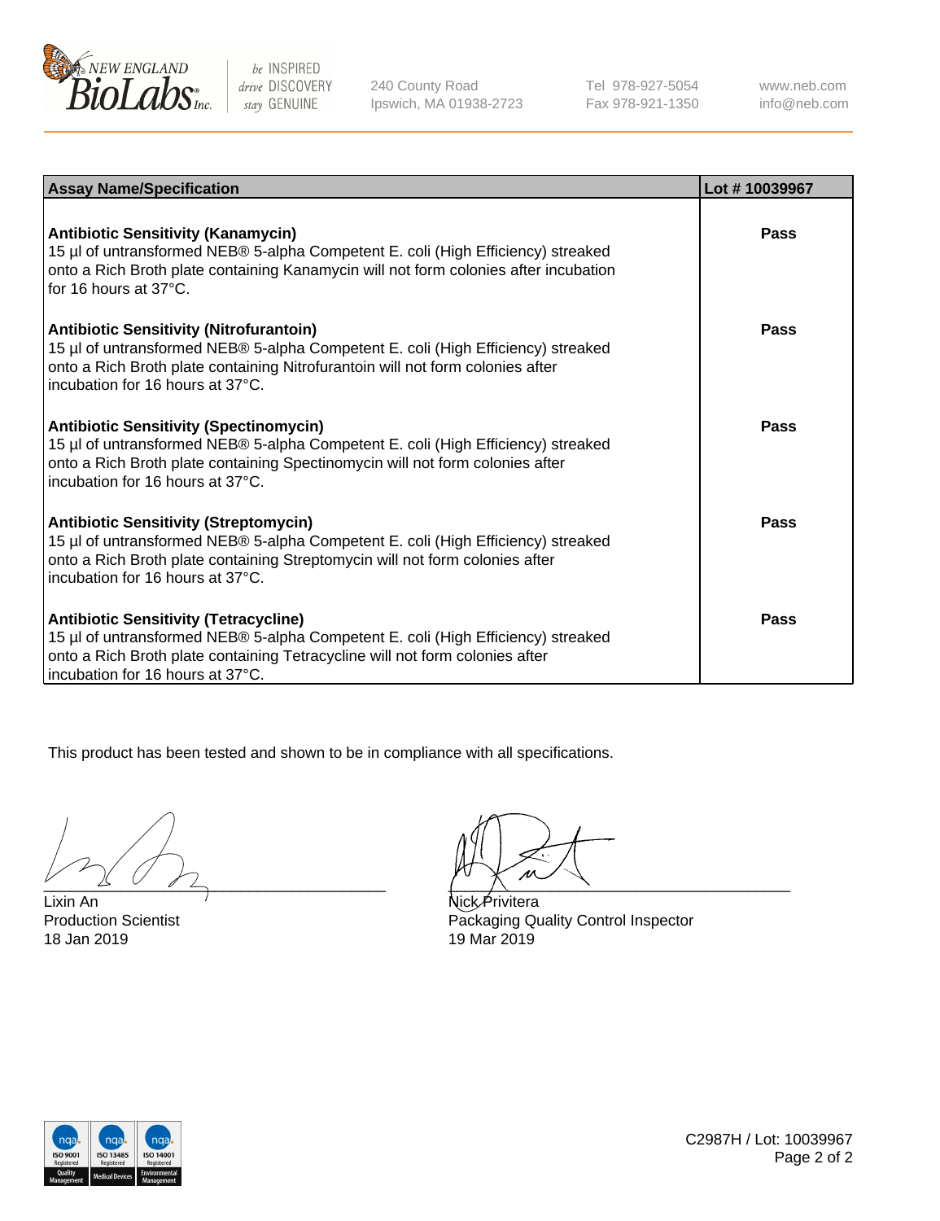| Assay Name/Specification | Lot # 10039967 |
|---|---|
| **Antibiotic Sensitivity (Kanamycin)**<br>15 µl of untransformed NEB® 5-alpha Competent E. coli (High Efficiency) streaked onto a Rich Broth plate containing Kanamycin will not form colonies after incubation for 16 hours at 37°C. | **Pass** |
| **Antibiotic Sensitivity (Nitrofurantoin)**<br>15 µl of untransformed NEB® 5-alpha Competent E. coli (High Efficiency) streaked onto a Rich Broth plate containing Nitrofurantoin will not form colonies after incubation for 16 hours at 37°C. | **Pass** |
| **Antibiotic Sensitivity (Spectinomycin)**<br>15 µl of untransformed NEB® 5-alpha Competent E. coli (High Efficiency) streaked onto a Rich Broth plate containing Spectinomycin will not form colonies after incubation for 16 hours at 37°C. | **Pass** |
| **Antibiotic Sensitivity (Streptomycin)**<br>15 µl of untransformed NEB® 5-alpha Competent E. coli (High Efficiency) streaked onto a Rich Broth plate containing Streptomycin will not form colonies after incubation for 16 hours at 37°C. | **Pass** |
| **Antibiotic Sensitivity (Tetracycline)**<br>15 µl of untransformed NEB® 5-alpha Competent E. coli (High Efficiency) streaked onto a Rich Broth plate containing Tetracycline will not form colonies after incubation for 16 hours at 37°C. | **Pass** |

This product has been tested and shown to be in compliance with all specifications.

Lixin An
Production Scientist
18 Jan 2019

Nick Privitera
Packaging Quality Control Inspector
19 Mar 2019

C2987H / Lot: 10039967